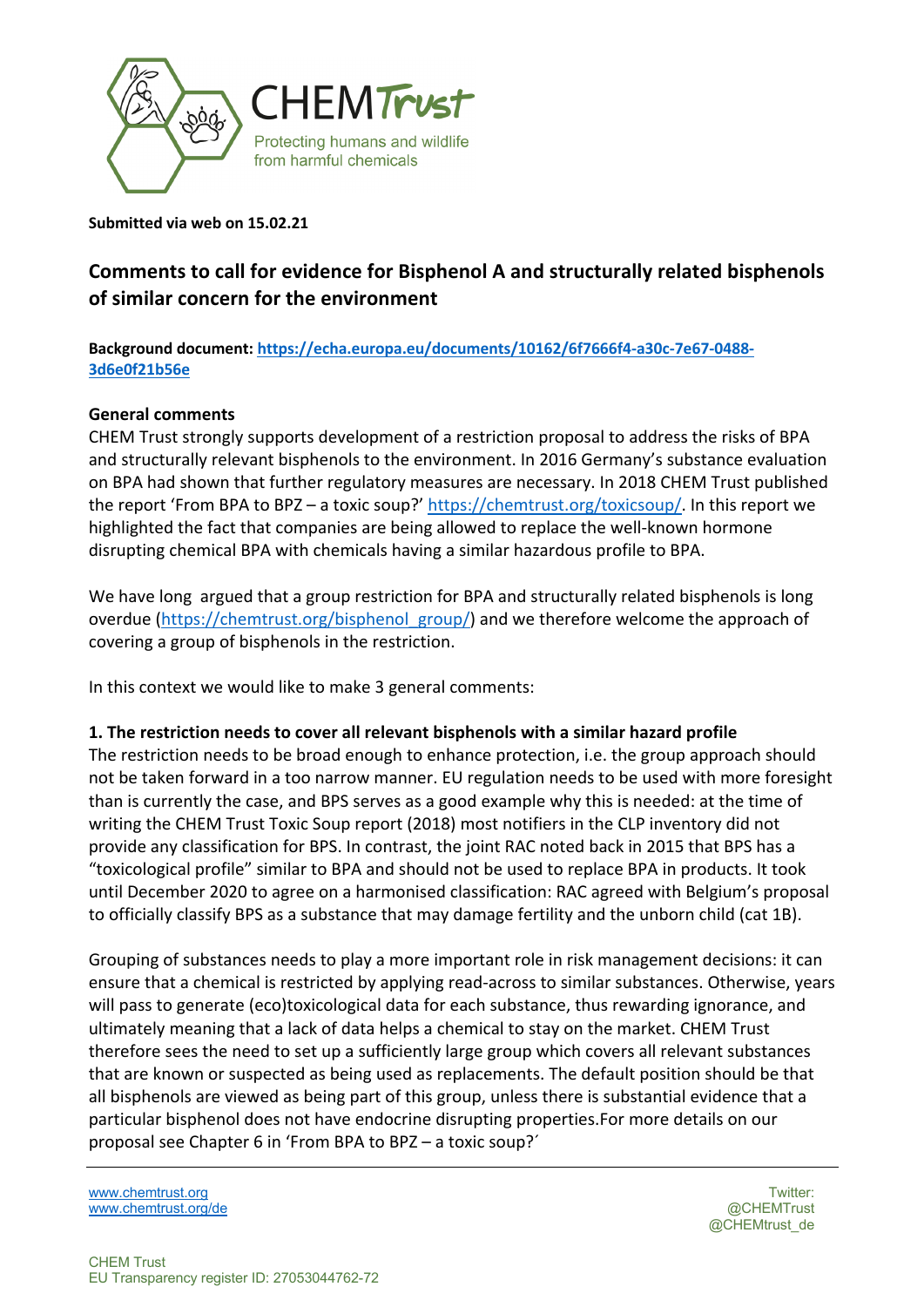CHEM Trust
Protecting humans and wildlife from harmful chemicals

**Submitted via web on 15.02.21**

## Comments to call for evidence for Bisphenol A and structurally related bisphenols of similar concern for the environment

**Background document:** [https://echa.europa.eu/documents/10162/6f7666f4-a30c-7e67-0488-3d6e0f21b56e](https://echa.europa.eu/documents/10162/6f7666f4-a30c-7e67-0488-3d6e0f21b56e)

### General comments

CHEM Trust strongly supports development of a restriction proposal to address the risks of BPA and structurally relevant bisphenols to the environment. In 2016 Germany's substance evaluation on BPA had shown that further regulatory measures are necessary. In 2018 CHEM Trust published the report 'From BPA to BPZ – a toxic soup?' [https://chemtrust.org/toxicsoup/](https://chemtrust.org/toxicsoup/). In this report we highlighted the fact that companies are being allowed to replace the well-known hormone disrupting chemical BPA with chemicals having a similar hazardous profile to BPA.

We have long argued that a group restriction for BPA and structurally related bisphenols is long overdue ([https://chemtrust.org/bisphenol_group/](https://chemtrust.org/bisphenol_group/)) and we therefore welcome the approach of covering a group of bisphenols in the restriction.

In this context we would like to make 3 general comments:

**1. The restriction needs to cover all relevant bisphenols with a similar hazard profile**

The restriction needs to be broad enough to enhance protection, i.e. the group approach should not be taken forward in a too narrow manner. EU regulation needs to be used with more foresight than is currently the case, and BPS serves as a good example why this is needed: at the time of writing the CHEM Trust Toxic Soup report (2018) most notifiers in the CLP inventory did not provide any classification for BPS. In contrast, the joint RAC noted back in 2015 that BPS has a "toxicological profile" similar to BPA and should not be used to replace BPA in products. It took until December 2020 to agree on a harmonised classification: RAC agreed with Belgium's proposal to officially classify BPS as a substance that may damage fertility and the unborn child (cat 1B).

Grouping of substances needs to play a more important role in risk management decisions: it can ensure that a chemical is restricted by applying read-across to similar substances. Otherwise, years will pass to generate (eco)toxicological data for each substance, thus rewarding ignorance, and ultimately meaning that a lack of data helps a chemical to stay on the market. CHEM Trust therefore sees the need to set up a sufficiently large group which covers all relevant substances that are known or suspected as being used as replacements. The default position should be that all bisphenols are viewed as being part of this group, unless there is substantial evidence that a particular bisphenol does not have endocrine disrupting properties.For more details on our proposal see Chapter 6 in 'From BPA to BPZ – a toxic soup?´

www.chemtrust.org
www.chemtrust.org/de

Twitter:
@CHEMTrust
@CHEMtrust_de

CHEM Trust
EU Transparency register ID: 27053044762-72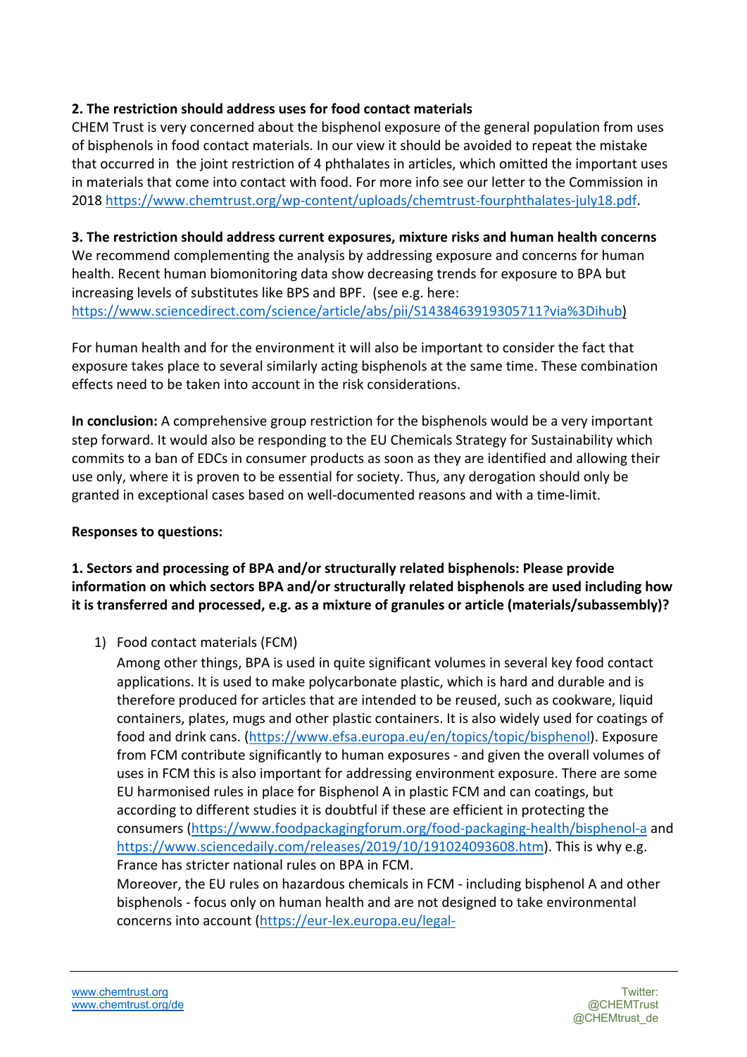**2. The restriction should address uses for food contact materials**

CHEM Trust is very concerned about the bisphenol exposure of the general population from uses of bisphenols in food contact materials. In our view it should be avoided to repeat the mistake that occurred in the joint restriction of 4 phthalates in articles, which omitted the important uses in materials that come into contact with food. For more info see our letter to the Commission in 2018 https://www.chemtrust.org/wp-content/uploads/chemtrust-fourphthalates-july18.pdf.

**3. The restriction should address current exposures, mixture risks and human health concerns**

We recommend complementing the analysis by addressing exposure and concerns for human health. Recent human biomonitoring data show decreasing trends for exposure to BPA but increasing levels of substitutes like BPS and BPF. (see e.g. here: https://www.sciencedirect.com/science/article/abs/pii/S1438463919305711?via%3Dihub)

For human health and for the environment it will also be important to consider the fact that exposure takes place to several similarly acting bisphenols at the same time. These combination effects need to be taken into account in the risk considerations.

**In conclusion:** A comprehensive group restriction for the bisphenols would be a very important step forward. It would also be responding to the EU Chemicals Strategy for Sustainability which commits to a ban of EDCs in consumer products as soon as they are identified and allowing their use only, where it is proven to be essential for society. Thus, any derogation should only be granted in exceptional cases based on well-documented reasons and with a time-limit.

**Responses to questions:**

**1. Sectors and processing of BPA and/or structurally related bisphenols: Please provide information on which sectors BPA and/or structurally related bisphenols are used including how it is transferred and processed, e.g. as a mixture of granules or article (materials/subassembly)?**

1) Food contact materials (FCM)

   Among other things, BPA is used in quite significant volumes in several key food contact applications. It is used to make polycarbonate plastic, which is hard and durable and is therefore produced for articles that are intended to be reused, such as cookware, liquid containers, plates, mugs and other plastic containers. It is also widely used for coatings of food and drink cans. (https://www.efsa.europa.eu/en/topics/topic/bisphenol). Exposure from FCM contribute significantly to human exposures - and given the overall volumes of uses in FCM this is also important for addressing environment exposure. There are some EU harmonised rules in place for Bisphenol A in plastic FCM and can coatings, but according to different studies it is doubtful if these are efficient in protecting the consumers (https://www.foodpackagingforum.org/food-packaging-health/bisphenol-a and https://www.sciencedaily.com/releases/2019/10/191024093608.htm). This is why e.g. France has stricter national rules on BPA in FCM.

   Moreover, the EU rules on hazardous chemicals in FCM - including bisphenol A and other bisphenols - focus only on human health and are not designed to take environmental concerns into account (https://eur-lex.europa.eu/legal-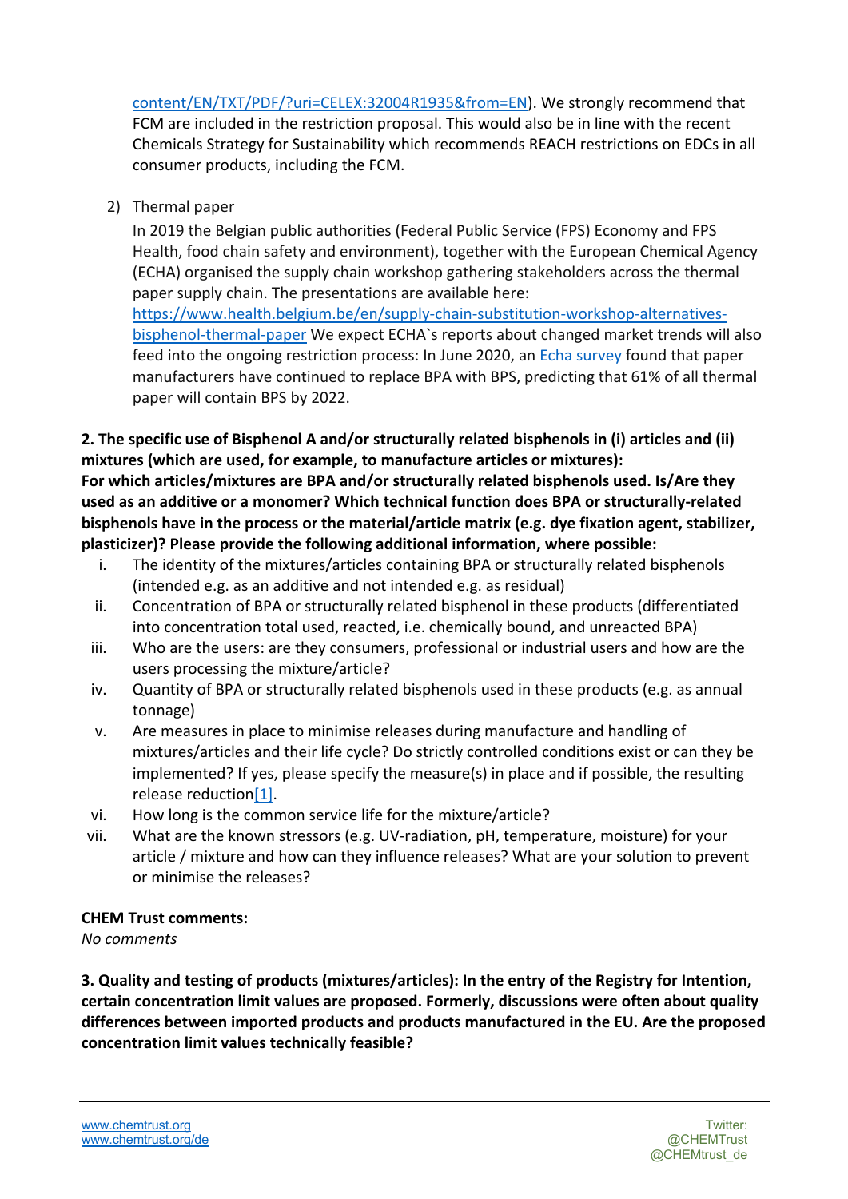content/EN/TXT/PDF/?uri=CELEX:32004R1935&from=EN). We strongly recommend that FCM are included in the restriction proposal. This would also be in line with the recent Chemicals Strategy for Sustainability which recommends REACH restrictions on EDCs in all consumer products, including the FCM.

2) Thermal paper

   In 2019 the Belgian public authorities (Federal Public Service (FPS) Economy and FPS Health, food chain safety and environment), together with the European Chemical Agency (ECHA) organised the supply chain workshop gathering stakeholders across the thermal paper supply chain. The presentations are available here: https://www.health.belgium.be/en/supply-chain-substitution-workshop-alternatives-bisphenol-thermal-paper We expect ECHA`s reports about changed market trends will also feed into the ongoing restriction process: In June 2020, an Echa survey found that paper manufacturers have continued to replace BPA with BPS, predicting that 61% of all thermal paper will contain BPS by 2022.

**2. The specific use of Bisphenol A and/or structurally related bisphenols in (i) articles and (ii) mixtures (which are used, for example, to manufacture articles or mixtures): For which articles/mixtures are BPA and/or structurally related bisphenols used. Is/Are they used as an additive or a monomer? Which technical function does BPA or structurally-related bisphenols have in the process or the material/article matrix (e.g. dye fixation agent, stabilizer, plasticizer)? Please provide the following additional information, where possible:**

i. The identity of the mixtures/articles containing BPA or structurally related bisphenols (intended e.g. as an additive and not intended e.g. as residual)
ii. Concentration of BPA or structurally related bisphenol in these products (differentiated into concentration total used, reacted, i.e. chemically bound, and unreacted BPA)
iii. Who are the users: are they consumers, professional or industrial users and how are the users processing the mixture/article?
iv. Quantity of BPA or structurally related bisphenols used in these products (e.g. as annual tonnage)
v. Are measures in place to minimise releases during manufacture and handling of mixtures/articles and their life cycle? Do strictly controlled conditions exist or can they be implemented? If yes, please specify the measure(s) in place and if possible, the resulting release reduction[1].
vi. How long is the common service life for the mixture/article?
vii. What are the known stressors (e.g. UV-radiation, pH, temperature, moisture) for your article / mixture and how can they influence releases? What are your solution to prevent or minimise the releases?

**CHEM Trust comments:**
*No comments*

**3. Quality and testing of products (mixtures/articles): In the entry of the Registry for Intention, certain concentration limit values are proposed. Formerly, discussions were often about quality differences between imported products and products manufactured in the EU. Are the proposed concentration limit values technically feasible?**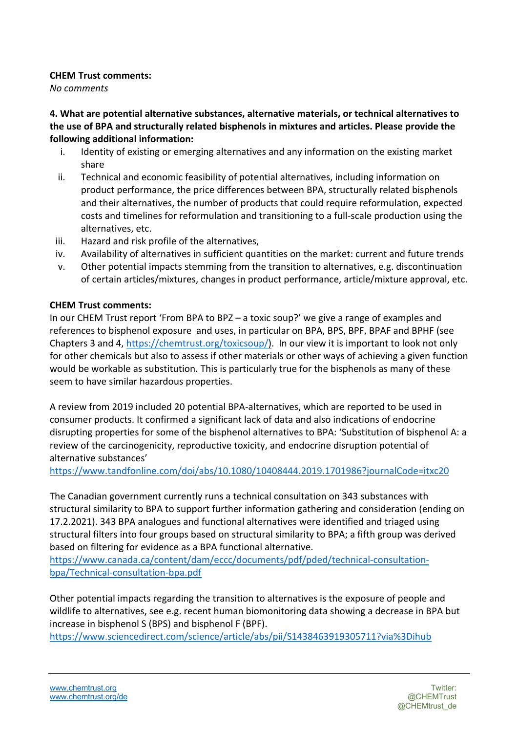**CHEM Trust comments:**
*No comments*

**4. What are potential alternative substances, alternative materials, or technical alternatives to the use of BPA and structurally related bisphenols in mixtures and articles. Please provide the following additional information:**

i. Identity of existing or emerging alternatives and any information on the existing market share
ii. Technical and economic feasibility of potential alternatives, including information on product performance, the price differences between BPA, structurally related bisphenols and their alternatives, the number of products that could require reformulation, expected costs and timelines for reformulation and transitioning to a full-scale production using the alternatives, etc.
iii. Hazard and risk profile of the alternatives,
iv. Availability of alternatives in sufficient quantities on the market: current and future trends
v. Other potential impacts stemming from the transition to alternatives, e.g. discontinuation of certain articles/mixtures, changes in product performance, article/mixture approval, etc.

**CHEM Trust comments:**
In our CHEM Trust report 'From BPA to BPZ – a toxic soup?' we give a range of examples and references to bisphenol exposure and uses, in particular on BPA, BPS, BPF, BPAF and BPHF (see Chapters 3 and 4, https://chemtrust.org/toxicsoup/). In our view it is important to look not only for other chemicals but also to assess if other materials or other ways of achieving a given function would be workable as substitution. This is particularly true for the bisphenols as many of these seem to have similar hazardous properties.

A review from 2019 included 20 potential BPA-alternatives, which are reported to be used in consumer products. It confirmed a significant lack of data and also indications of endocrine disrupting properties for some of the bisphenol alternatives to BPA: 'Substitution of bisphenol A: a review of the carcinogenicity, reproductive toxicity, and endocrine disruption potential of alternative substances'
https://www.tandfonline.com/doi/abs/10.1080/10408444.2019.1701986?journalCode=itxc20

The Canadian government currently runs a technical consultation on 343 substances with structural similarity to BPA to support further information gathering and consideration (ending on 17.2.2021). 343 BPA analogues and functional alternatives were identified and triaged using structural filters into four groups based on structural similarity to BPA; a fifth group was derived based on filtering for evidence as a BPA functional alternative.
https://www.canada.ca/content/dam/eccc/documents/pdf/pded/technical-consultation-bpa/Technical-consultation-bpa.pdf

Other potential impacts regarding the transition to alternatives is the exposure of people and wildlife to alternatives, see e.g. recent human biomonitoring data showing a decrease in BPA but increase in bisphenol S (BPS) and bisphenol F (BPF).
https://www.sciencedirect.com/science/article/abs/pii/S1438463919305711?via%3Dihub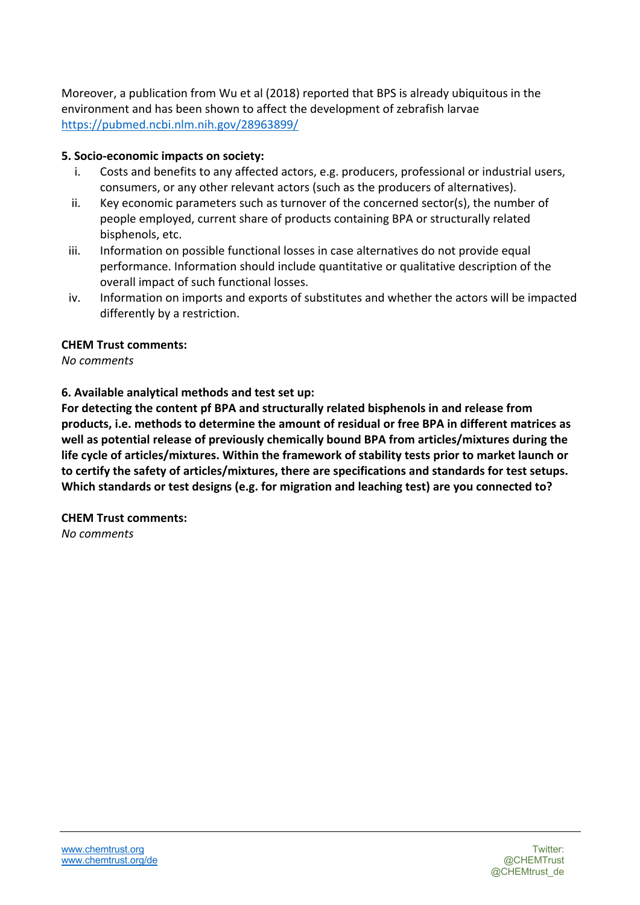Moreover, a publication from Wu et al (2018) reported that BPS is already ubiquitous in the environment and has been shown to affect the development of zebrafish larvae https://pubmed.ncbi.nlm.nih.gov/28963899/

**5. Socio-economic impacts on society:**

i. Costs and benefits to any affected actors, e.g. producers, professional or industrial users, consumers, or any other relevant actors (such as the producers of alternatives).
ii. Key economic parameters such as turnover of the concerned sector(s), the number of people employed, current share of products containing BPA or structurally related bisphenols, etc.
iii. Information on possible functional losses in case alternatives do not provide equal performance. Information should include quantitative or qualitative description of the overall impact of such functional losses.
iv. Information on imports and exports of substitutes and whether the actors will be impacted differently by a restriction.

**CHEM Trust comments:**
*No comments*

**6. Available analytical methods and test set up:**
**For detecting the content pf BPA and structurally related bisphenols in and release from products, i.e. methods to determine the amount of residual or free BPA in different matrices as well as potential release of previously chemically bound BPA from articles/mixtures during the life cycle of articles/mixtures. Within the framework of stability tests prior to market launch or to certify the safety of articles/mixtures, there are specifications and standards for test setups. Which standards or test designs (e.g. for migration and leaching test) are you connected to?**

**CHEM Trust comments:**
*No comments*